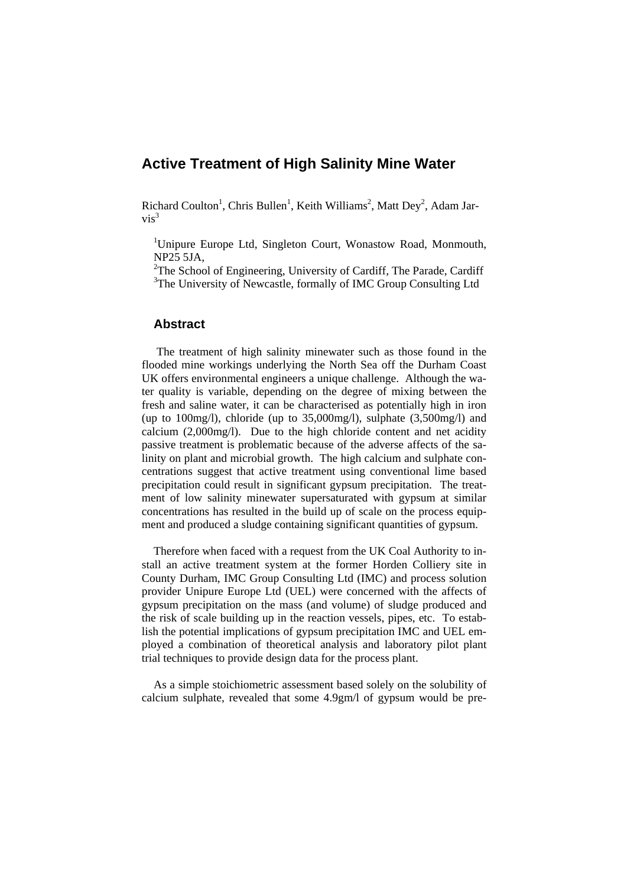# Active Treatment of High Salinity Mine Water

Richard Coulton[1], Chris Bullen[1], Keith Williams[2], Matt Dey[2], Adam Jarvis[3]

[1]Unipure Europe Ltd, Singleton Court, Wonastow Road, Monmouth, NP25 5JA,
[2]The School of Engineering, University of Cardiff, The Parade, Cardiff
[3]The University of Newcastle, formally of IMC Group Consulting Ltd

## Abstract

The treatment of high salinity minewater such as those found in the flooded mine workings underlying the North Sea off the Durham Coast UK offers environmental engineers a unique challenge. Although the water quality is variable, depending on the degree of mixing between the fresh and saline water, it can be characterised as potentially high in iron (up to 100mg/l), chloride (up to 35,000mg/l), sulphate (3,500mg/l) and calcium (2,000mg/l). Due to the high chloride content and net acidity passive treatment is problematic because of the adverse affects of the salinity on plant and microbial growth. The high calcium and sulphate concentrations suggest that active treatment using conventional lime based precipitation could result in significant gypsum precipitation. The treatment of low salinity minewater supersaturated with gypsum at similar concentrations has resulted in the build up of scale on the process equipment and produced a sludge containing significant quantities of gypsum.

Therefore when faced with a request from the UK Coal Authority to install an active treatment system at the former Horden Colliery site in County Durham, IMC Group Consulting Ltd (IMC) and process solution provider Unipure Europe Ltd (UEL) were concerned with the affects of gypsum precipitation on the mass (and volume) of sludge produced and the risk of scale building up in the reaction vessels, pipes, etc. To establish the potential implications of gypsum precipitation IMC and UEL employed a combination of theoretical analysis and laboratory pilot plant trial techniques to provide design data for the process plant.

As a simple stoichiometric assessment based solely on the solubility of calcium sulphate, revealed that some 4.9gm/l of gypsum would be pre-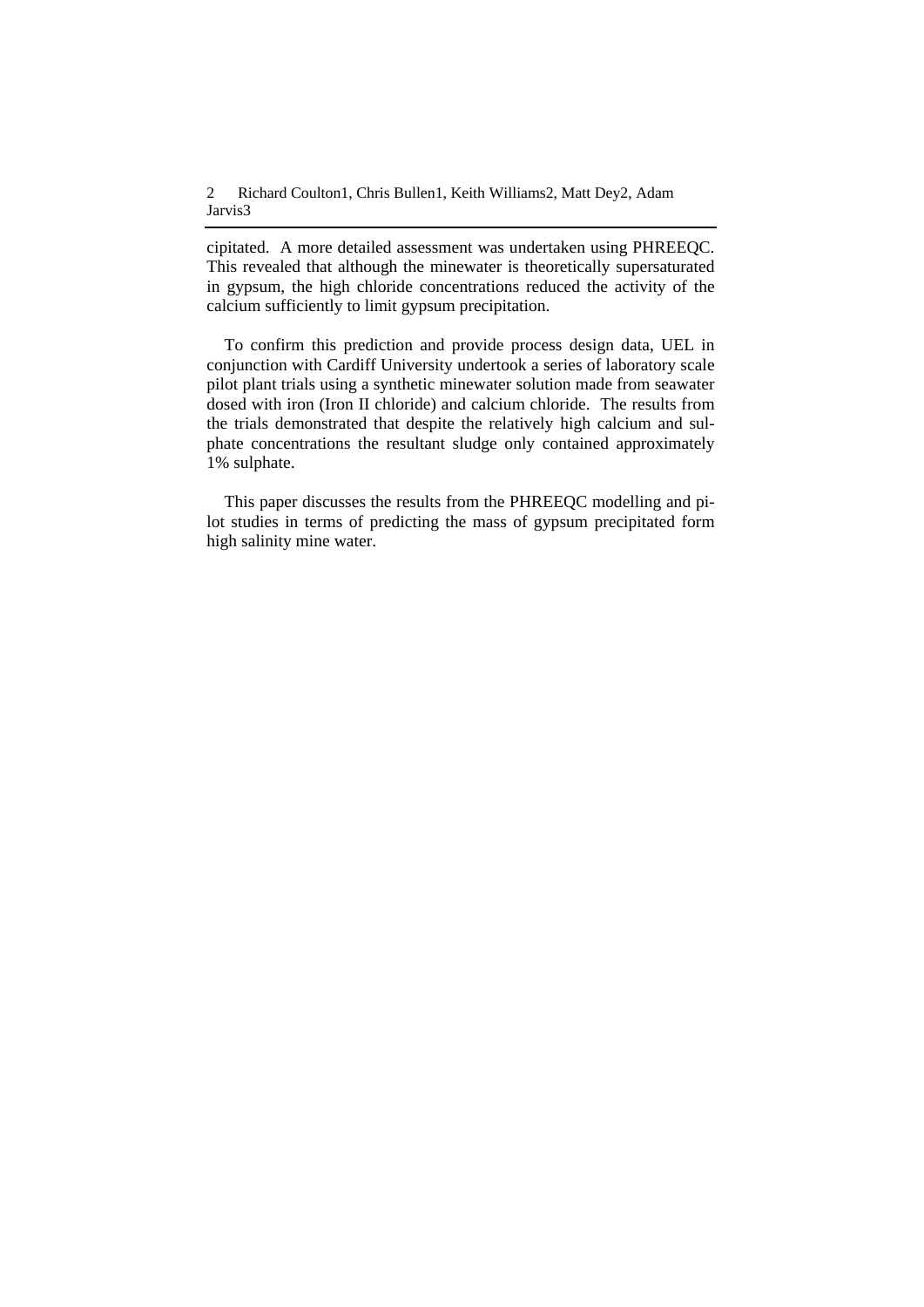cipitated. A more detailed assessment was undertaken using PHREEQC. This revealed that although the minewater is theoretically supersaturated in gypsum, the high chloride concentrations reduced the activity of the calcium sufficiently to limit gypsum precipitation.

To confirm this prediction and provide process design data, UEL in conjunction with Cardiff University undertook a series of laboratory scale pilot plant trials using a synthetic minewater solution made from seawater dosed with iron (Iron II chloride) and calcium chloride. The results from the trials demonstrated that despite the relatively high calcium and sulphate concentrations the resultant sludge only contained approximately 1% sulphate.

This paper discusses the results from the PHREEQC modelling and pilot studies in terms of predicting the mass of gypsum precipitated form high salinity mine water.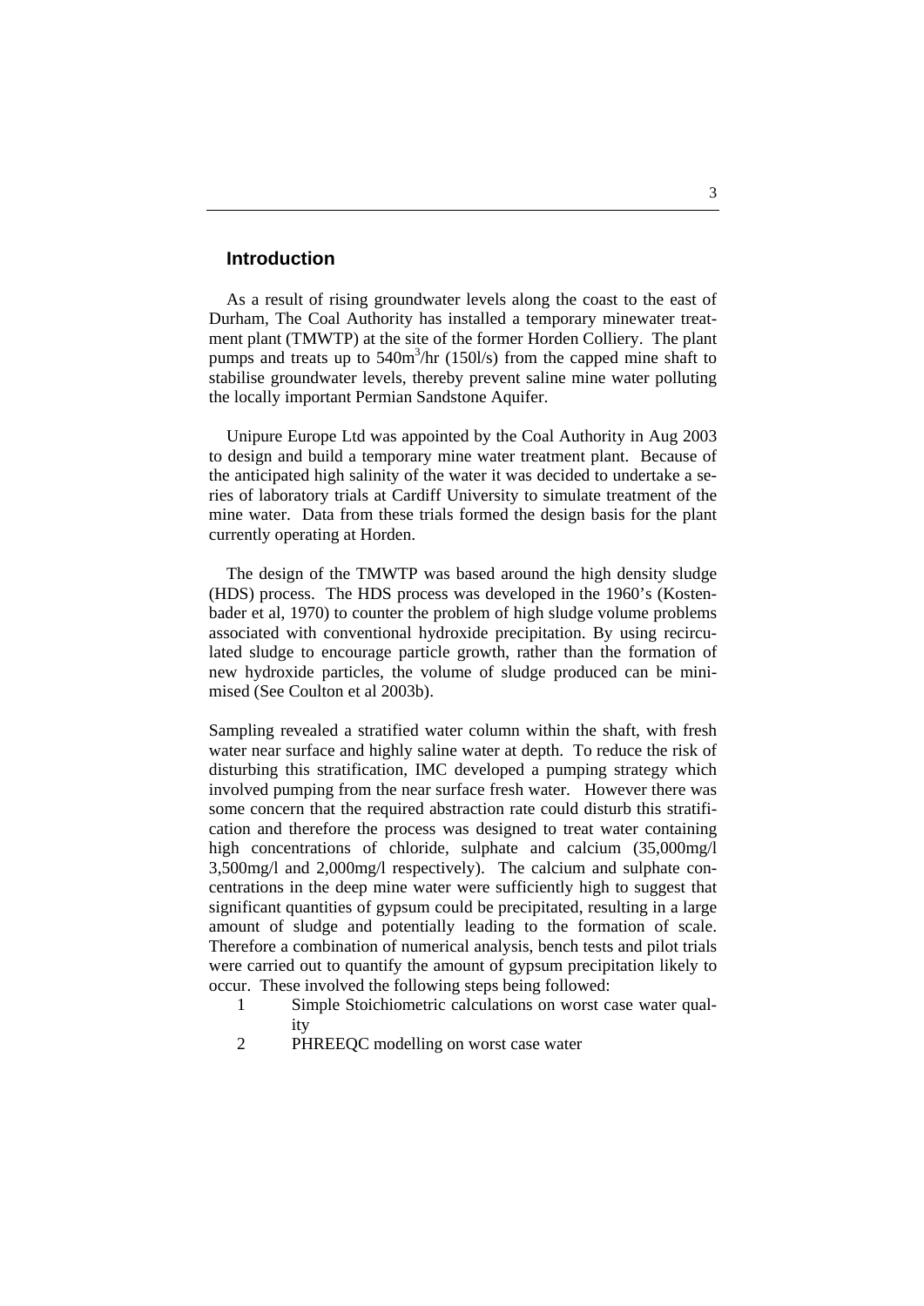## Introduction

As a result of rising groundwater levels along the coast to the east of Durham, The Coal Authority has installed a temporary minewater treatment plant (TMWTP) at the site of the former Horden Colliery. The plant pumps and treats up to $540m^3$/hr (150l/s) from the capped mine shaft to stabilise groundwater levels, thereby prevent saline mine water polluting the locally important Permian Sandstone Aquifer.

Unipure Europe Ltd was appointed by the Coal Authority in Aug 2003 to design and build a temporary mine water treatment plant. Because of the anticipated high salinity of the water it was decided to undertake a series of laboratory trials at Cardiff University to simulate treatment of the mine water. Data from these trials formed the design basis for the plant currently operating at Horden.

The design of the TMWTP was based around the high density sludge (HDS) process. The HDS process was developed in the 1960's (Kostenbader et al, 1970) to counter the problem of high sludge volume problems associated with conventional hydroxide precipitation. By using recirculated sludge to encourage particle growth, rather than the formation of new hydroxide particles, the volume of sludge produced can be minimised (See Coulton et al 2003b).

Sampling revealed a stratified water column within the shaft, with fresh water near surface and highly saline water at depth. To reduce the risk of disturbing this stratification, IMC developed a pumping strategy which involved pumping from the near surface fresh water. However there was some concern that the required abstraction rate could disturb this stratification and therefore the process was designed to treat water containing high concentrations of chloride, sulphate and calcium (35,000mg/l 3,500mg/l and 2,000mg/l respectively). The calcium and sulphate concentrations in the deep mine water were sufficiently high to suggest that significant quantities of gypsum could be precipitated, resulting in a large amount of sludge and potentially leading to the formation of scale. Therefore a combination of numerical analysis, bench tests and pilot trials were carried out to quantify the amount of gypsum precipitation likely to occur. These involved the following steps being followed:

1. Simple Stoichiometric calculations on worst case water quality
2. PHREEQC modelling on worst case water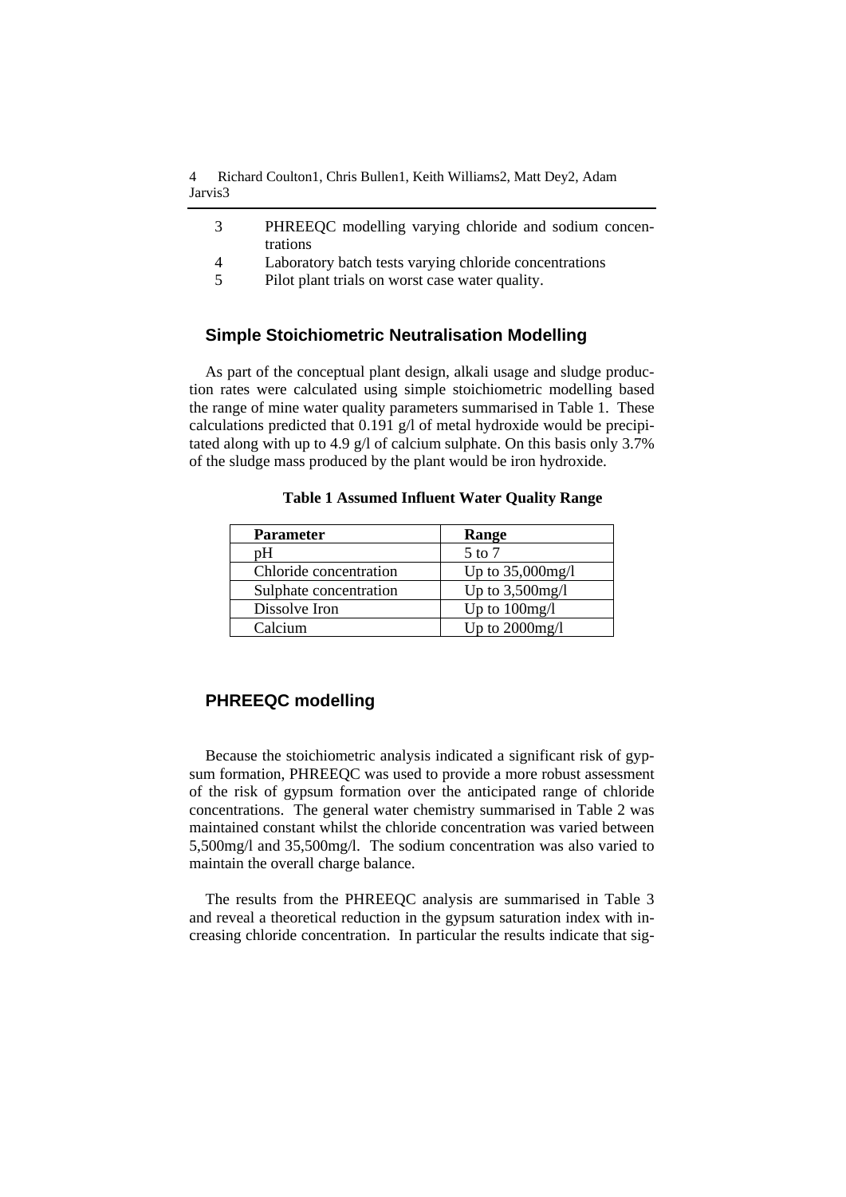3. PHREEQC modelling varying chloride and sodium concentrations
4. Laboratory batch tests varying chloride concentrations
5. Pilot plant trials on worst case water quality.

## Simple Stoichiometric Neutralisation Modelling

As part of the conceptual plant design, alkali usage and sludge production rates were calculated using simple stoichiometric modelling based the range of mine water quality parameters summarised in Table 1. These calculations predicted that 0.191 g/l of metal hydroxide would be precipitated along with up to 4.9 g/l of calcium sulphate. On this basis only 3.7% of the sludge mass produced by the plant would be iron hydroxide.

**Table 1 Assumed Influent Water Quality Range**

| Parameter | Range |
| --- | --- |
| pH | 5 to 7 |
| Chloride concentration | Up to 35,000mg/l |
| Sulphate concentration | Up to 3,500mg/l |
| Dissolve Iron | Up to 100mg/l |
| Calcium | Up to 2000mg/l |

## PHREEQC modelling

Because the stoichiometric analysis indicated a significant risk of gypsum formation, PHREEQC was used to provide a more robust assessment of the risk of gypsum formation over the anticipated range of chloride concentrations. The general water chemistry summarised in Table 2 was maintained constant whilst the chloride concentration was varied between 5,500mg/l and 35,500mg/l. The sodium concentration was also varied to maintain the overall charge balance.

The results from the PHREEQC analysis are summarised in Table 3 and reveal a theoretical reduction in the gypsum saturation index with increasing chloride concentration. In particular the results indicate that sig-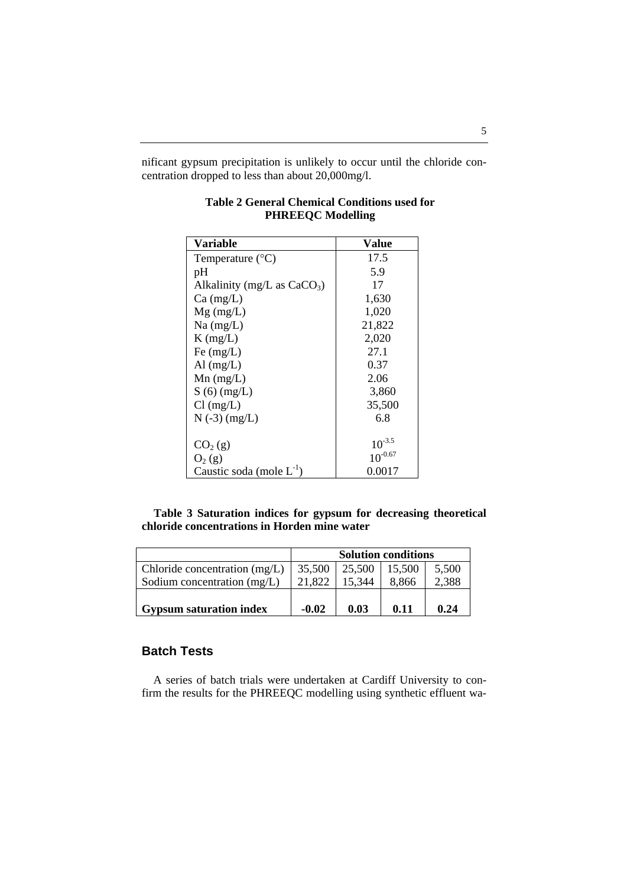nificant gypsum precipitation is unlikely to occur until the chloride concentration dropped to less than about 20,000mg/l.

**Table 2 General Chemical Conditions used for PHREEQC Modelling**

| Variable | Value |
|---|---|
| Temperature (°C) | 17.5 |
| pH | 5.9 |
| Alkalinity (mg/L as $CaCO_3$) | 17 |
| Ca (mg/L) | 1,630 |
| Mg (mg/L) | 1,020 |
| Na (mg/L) | 21,822 |
| K (mg/L) | 2,020 |
| Fe (mg/L) | 27.1 |
| Al (mg/L) | 0.37 |
| Mn (mg/L) | 2.06 |
| S (6) (mg/L) | 3,860 |
| Cl (mg/L) | 35,500 |
| N (-3) (mg/L) | 6.8 |
| $CO_2$ (g) | $10^{-3.5}$ |
| $O_2$ (g) | $10^{-0.67}$ |
| Caustic soda (mole $L^{-1}$) | 0.0017 |

**Table 3 Saturation indices for gypsum for decreasing theoretical chloride concentrations in Horden mine water**

| | Solution conditions | | | |
|---|---|---|---|---|
| Chloride concentration (mg/L) | 35,500 | 25,500 | 15,500 | 5,500 |
| Sodium concentration (mg/L) | 21,822 | 15,344 | 8,866 | 2,388 |
| **Gypsum saturation index** | **-0.02** | **0.03** | **0.11** | **0.24** |

## Batch Tests

A series of batch trials were undertaken at Cardiff University to confirm the results for the PHREEQC modelling using synthetic effluent wa-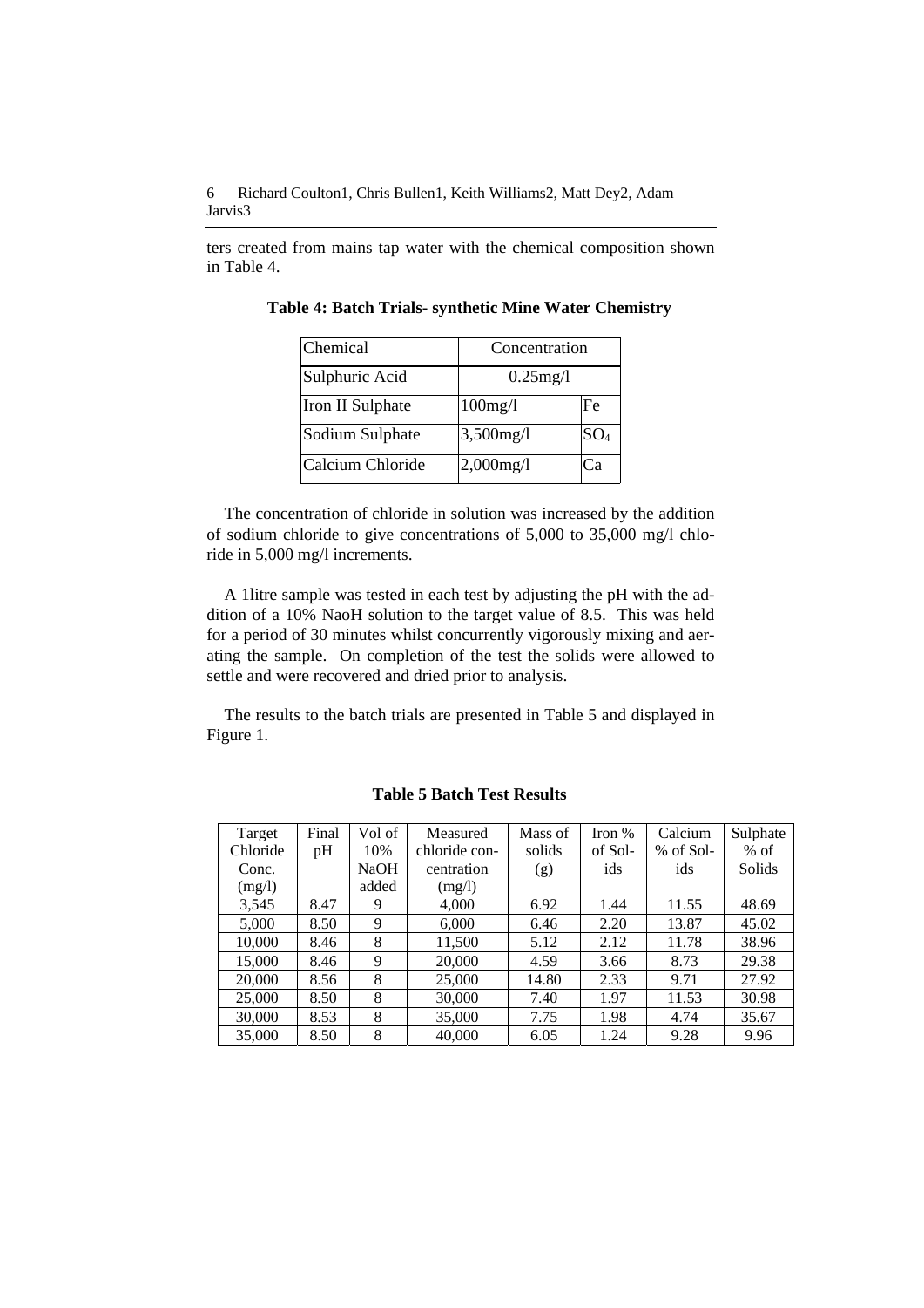ters created from mains tap water with the chemical composition shown in Table 4.

**Table 4: Batch Trials- synthetic Mine Water Chemistry**

| Chemical | Concentration | |
|---|---|---|
| Sulphuric Acid | 0.25mg/l | |
| Iron II Sulphate | 100mg/l | Fe |
| Sodium Sulphate | 3,500mg/l | $SO_4$ |
| Calcium Chloride | 2,000mg/l | Ca |

The concentration of chloride in solution was increased by the addition of sodium chloride to give concentrations of 5,000 to 35,000 mg/l chloride in 5,000 mg/l increments.

A 1litre sample was tested in each test by adjusting the pH with the addition of a 10% NaoH solution to the target value of 8.5. This was held for a period of 30 minutes whilst concurrently vigorously mixing and aerating the sample. On completion of the test the solids were allowed to settle and were recovered and dried prior to analysis.

The results to the batch trials are presented in Table 5 and displayed in Figure 1.

**Table 5 Batch Test Results**

| Target Chloride Conc. (mg/l) | Final pH | Vol of 10% NaOH added | Measured chloride concentration (mg/l) | Mass of solids (g) | Iron % of Solids | Calcium % of Solids | Sulphate % of Solids |
|---|---|---|---|---|---|---|---|
| 3,545 | 8.47 | 9 | 4,000 | 6.92 | 1.44 | 11.55 | 48.69 |
| 5,000 | 8.50 | 9 | 6,000 | 6.46 | 2.20 | 13.87 | 45.02 |
| 10,000 | 8.46 | 8 | 11,500 | 5.12 | 2.12 | 11.78 | 38.96 |
| 15,000 | 8.46 | 9 | 20,000 | 4.59 | 3.66 | 8.73 | 29.38 |
| 20,000 | 8.56 | 8 | 25,000 | 14.80 | 2.33 | 9.71 | 27.92 |
| 25,000 | 8.50 | 8 | 30,000 | 7.40 | 1.97 | 11.53 | 30.98 |
| 30,000 | 8.53 | 8 | 35,000 | 7.75 | 1.98 | 4.74 | 35.67 |
| 35,000 | 8.50 | 8 | 40,000 | 6.05 | 1.24 | 9.28 | 9.96 |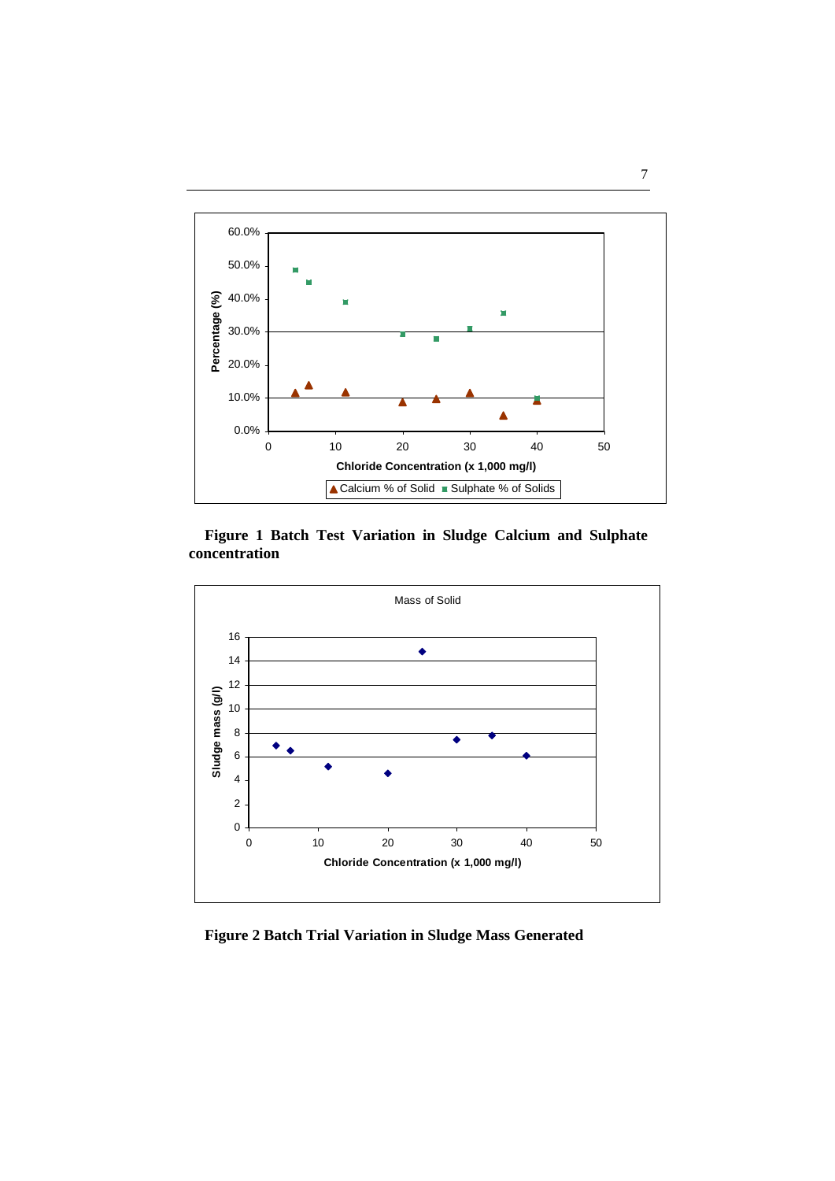**Figure 1 Batch Test Variation in Sludge Calcium and Sulphate concentration**

**Figure 2 Batch Trial Variation in Sludge Mass Generated**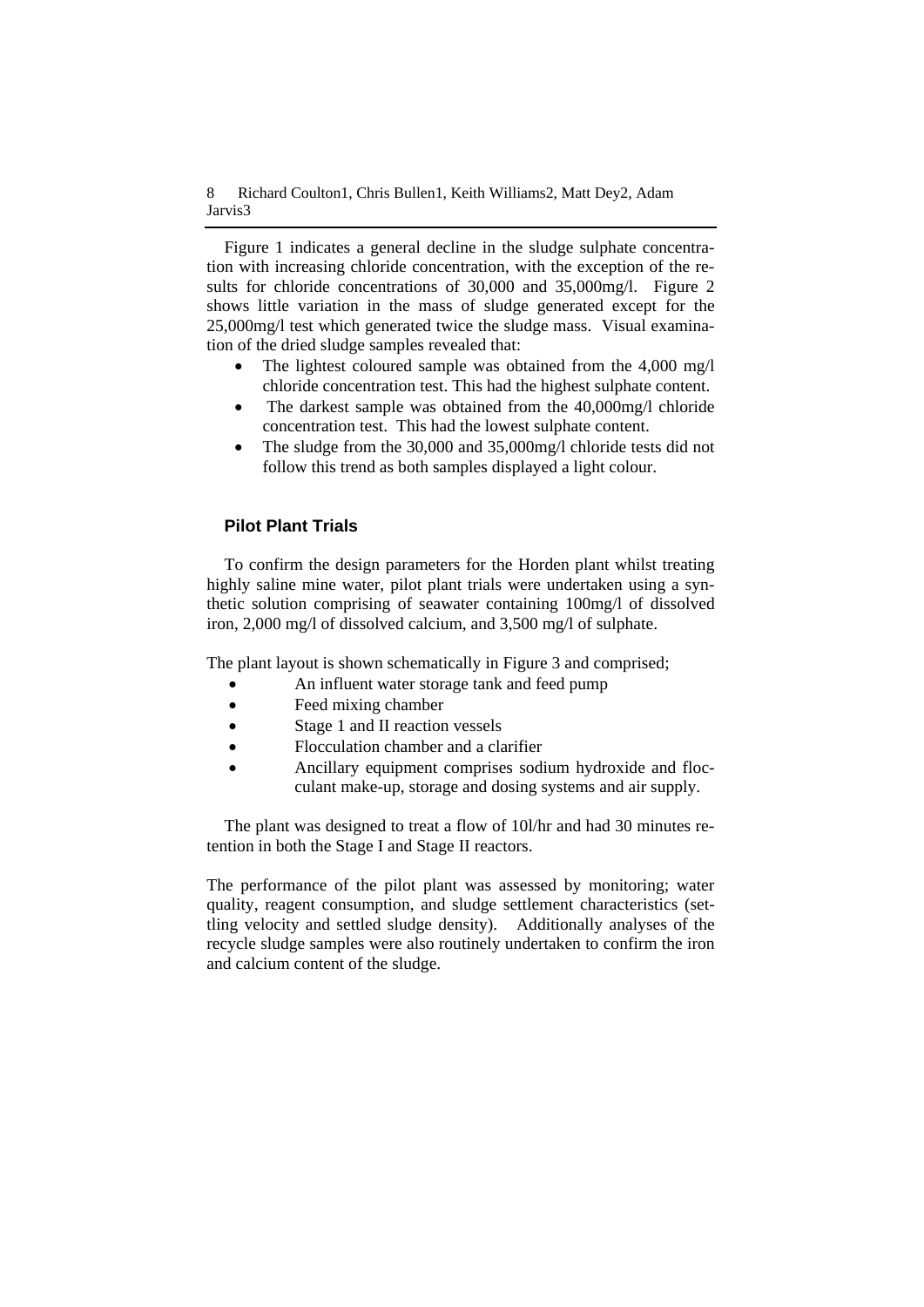Figure 1 indicates a general decline in the sludge sulphate concentration with increasing chloride concentration, with the exception of the results for chloride concentrations of 30,000 and 35,000mg/l. Figure 2 shows little variation in the mass of sludge generated except for the 25,000mg/l test which generated twice the sludge mass. Visual examination of the dried sludge samples revealed that:

- The lightest coloured sample was obtained from the 4,000 mg/l chloride concentration test. This had the highest sulphate content.
- The darkest sample was obtained from the 40,000mg/l chloride concentration test. This had the lowest sulphate content.
- The sludge from the 30,000 and 35,000mg/l chloride tests did not follow this trend as both samples displayed a light colour.

### Pilot Plant Trials

To confirm the design parameters for the Horden plant whilst treating highly saline mine water, pilot plant trials were undertaken using a synthetic solution comprising of seawater containing 100mg/l of dissolved iron, 2,000 mg/l of dissolved calcium, and 3,500 mg/l of sulphate.

The plant layout is shown schematically in Figure 3 and comprised;

- An influent water storage tank and feed pump
- Feed mixing chamber
- Stage 1 and II reaction vessels
- Flocculation chamber and a clarifier
- Ancillary equipment comprises sodium hydroxide and flocculant make-up, storage and dosing systems and air supply.

The plant was designed to treat a flow of 10l/hr and had 30 minutes retention in both the Stage I and Stage II reactors.

The performance of the pilot plant was assessed by monitoring; water quality, reagent consumption, and sludge settlement characteristics (settling velocity and settled sludge density). Additionally analyses of the recycle sludge samples were also routinely undertaken to confirm the iron and calcium content of the sludge.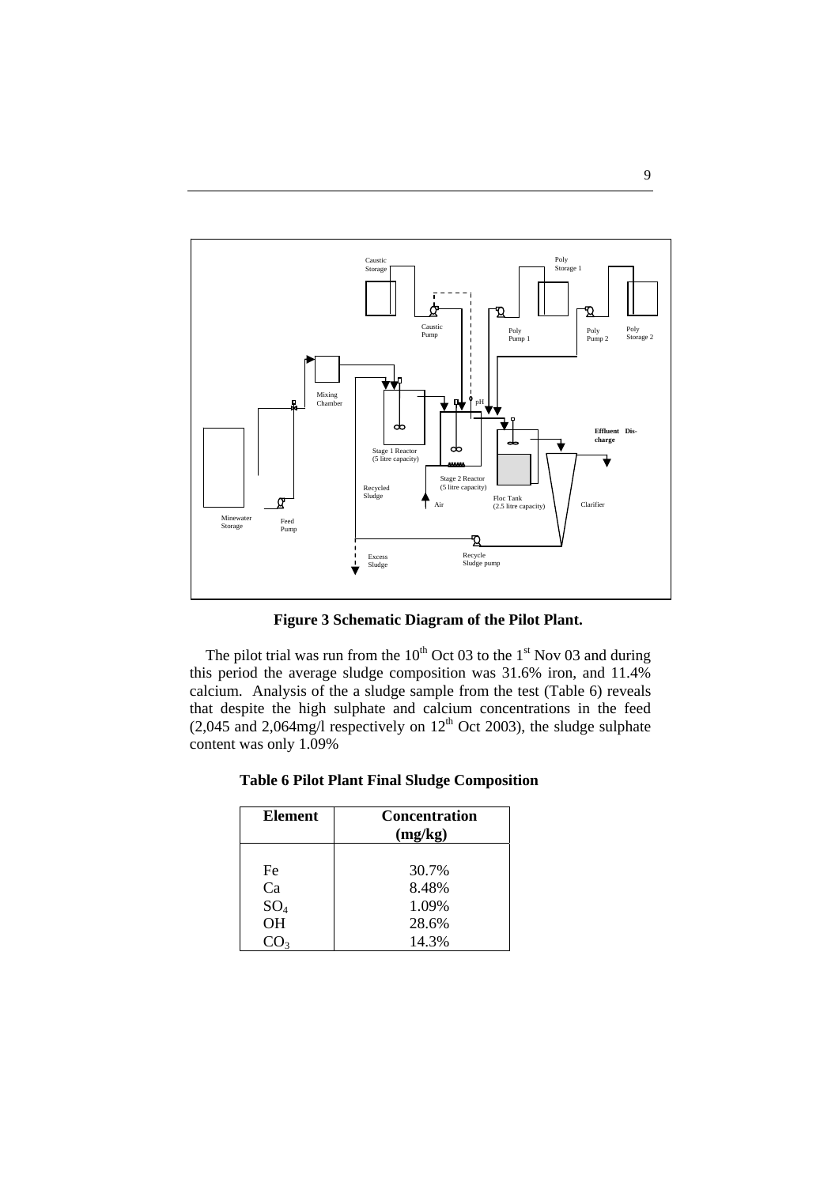**Figure 3 Schematic Diagram of the Pilot Plant.**

The pilot trial was run from the 10th Oct 03 to the 1st Nov 03 and during this period the average sludge composition was 31.6% iron, and 11.4% calcium. Analysis of the a sludge sample from the test (Table 6) reveals that despite the high sulphate and calcium concentrations in the feed (2,045 and 2,064mg/l respectively on 12th Oct 2003), the sludge sulphate content was only 1.09%

**Table 6 Pilot Plant Final Sludge Composition**

| Element | Concentration (mg/kg) |
| --- | --- |
| Fe | 30.7% |
| Ca | 8.48% |
| $SO_4$ | 1.09% |
| OH | 28.6% |
| $CO_3$ | 14.3% |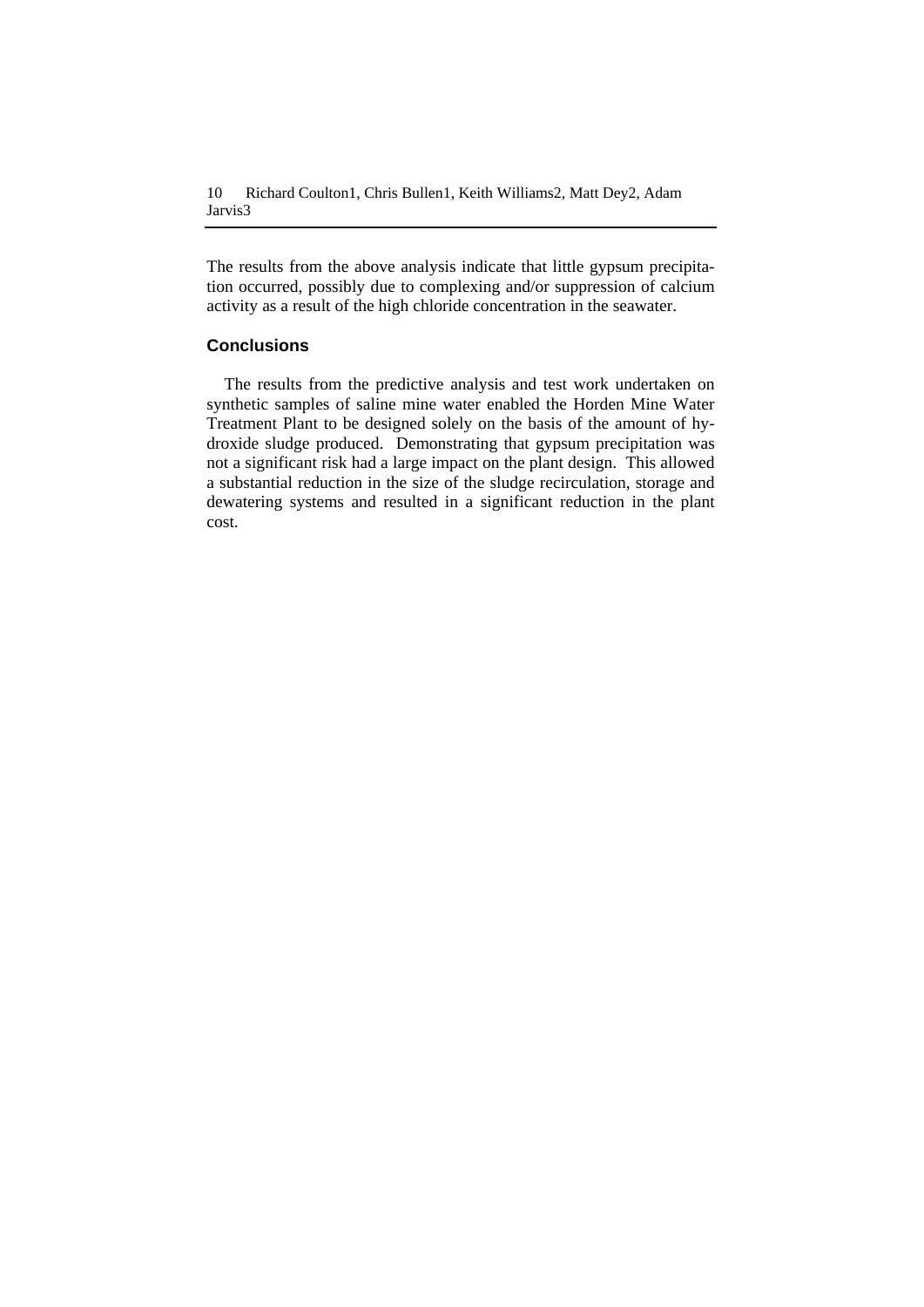The results from the above analysis indicate that little gypsum precipitation occurred, possibly due to complexing and/or suppression of calcium activity as a result of the high chloride concentration in the seawater.

### Conclusions

The results from the predictive analysis and test work undertaken on synthetic samples of saline mine water enabled the Horden Mine Water Treatment Plant to be designed solely on the basis of the amount of hydroxide sludge produced. Demonstrating that gypsum precipitation was not a significant risk had a large impact on the plant design. This allowed a substantial reduction in the size of the sludge recirculation, storage and dewatering systems and resulted in a significant reduction in the plant cost.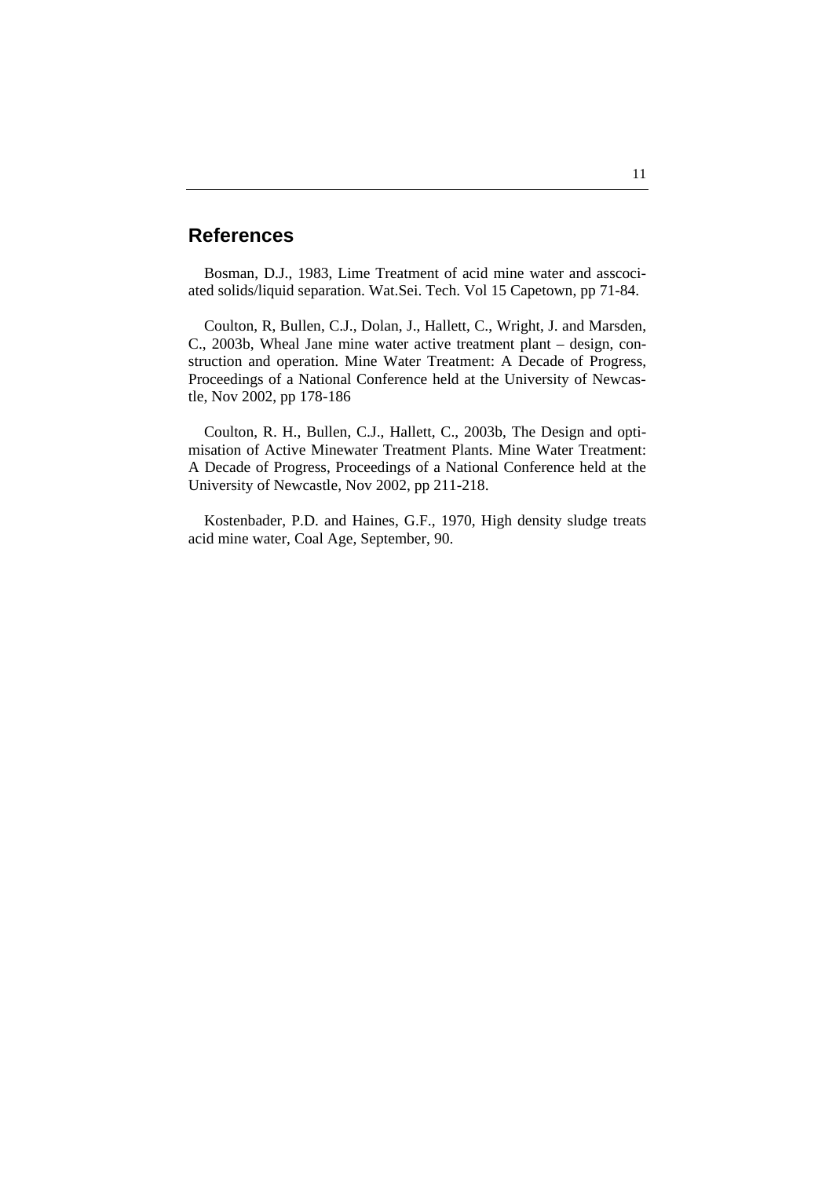## References

Bosman, D.J., 1983, Lime Treatment of acid mine water and asscociated solids/liquid separation. Wat.Sei. Tech. Vol 15 Capetown, pp 71-84.

Coulton, R, Bullen, C.J., Dolan, J., Hallett, C., Wright, J. and Marsden, C., 2003b, Wheal Jane mine water active treatment plant – design, construction and operation. Mine Water Treatment: A Decade of Progress, Proceedings of a National Conference held at the University of Newcastle, Nov 2002, pp 178-186

Coulton, R. H., Bullen, C.J., Hallett, C., 2003b, The Design and optimisation of Active Minewater Treatment Plants. Mine Water Treatment: A Decade of Progress, Proceedings of a National Conference held at the University of Newcastle, Nov 2002, pp 211-218.

Kostenbader, P.D. and Haines, G.F., 1970, High density sludge treats acid mine water, Coal Age, September, 90.